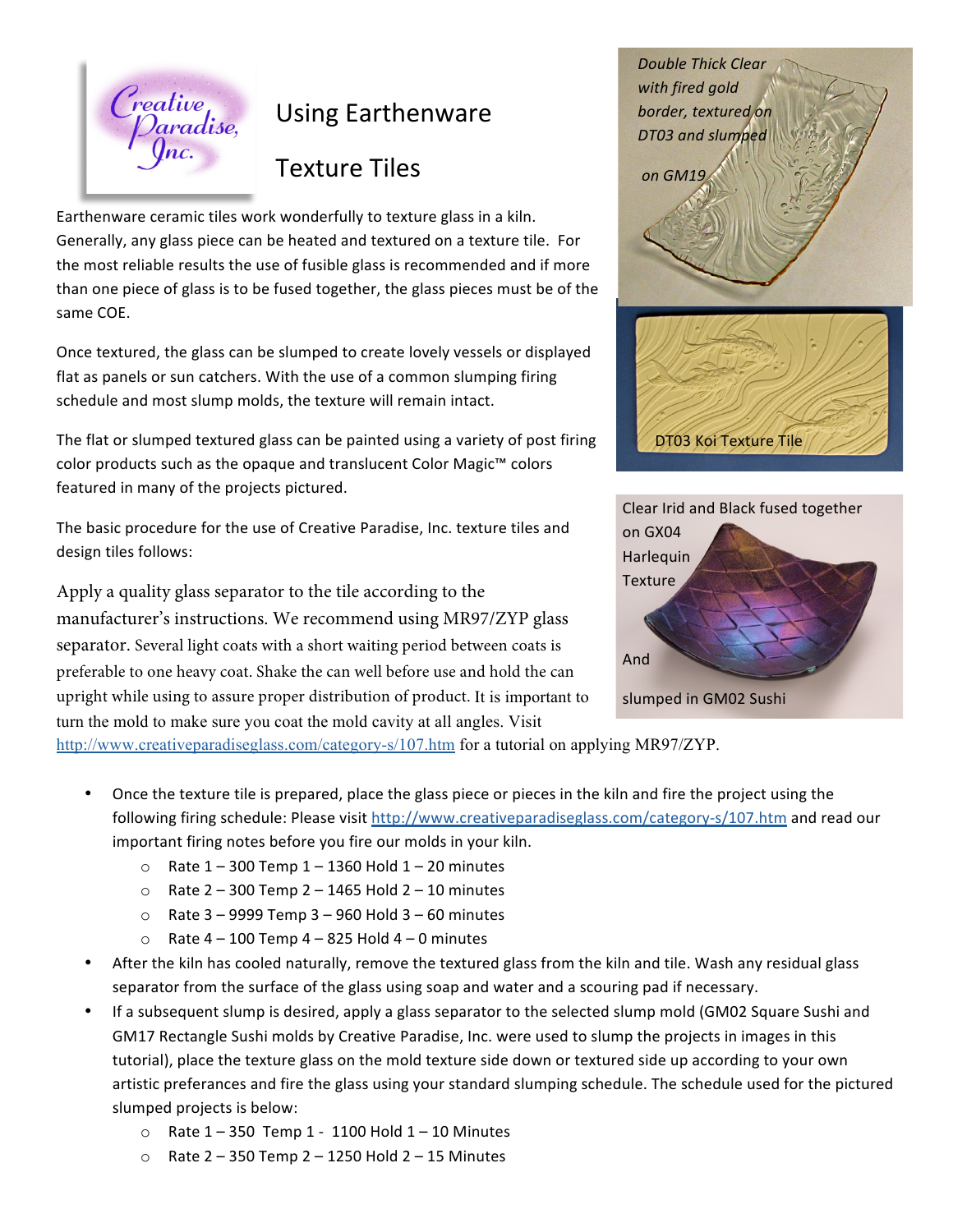# Using Earthenware Texture Tiles

Earthenware ceramic tiles work wonderfully to texture glass in a kiln. Generally, any glass piece can be heated and textured on a texture tile. For the most reliable results the use of fusible glass is recommended and if more than one piece of glass is to be fused together, the glass pieces must be of the same COE.

Once textured, the glass can be slumped to create lovely vessels or displayed flat as panels or sun catchers. With the use of a common slumping firing schedule and most slump molds, the texture will remain intact.

The flat or slumped textured glass can be painted using a variety of post firing color products such as the opaque and translucent Color Magic™ colors featured in many of the projects pictured.

The basic procedure for the use of Creative Paradise, Inc. texture tiles and design tiles follows:

Double Thick Clear with fired gold border, textured on DT03 and slumped on GM19

DT03 Koi Texture Tile

Clear Irid and Black fused together on GX04 Harlequin Texture And slumped in GM02 Sushi

Apply a quality glass separator to the tile according to the manufacturer's instructions. We recommend using MR97/ZYP glass separator. Several light coats with a short waiting period between coats is preferable to one heavy coat. Shake the can well before use and hold the can upright while using to assure proper distribution of product. It is important to turn the mold to make sure you coat the mold cavity at all angles. Visit http://www.creativeparadiseglass.com/category-s/107.htm for a tutorial on applying MR97/ZYP.

- Once the texture tile is prepared, place the glass piece or pieces in the kiln and fire the project using the following firing schedule: Please visit http://www.creativeparadiseglass.com/category-s/107.htm and read our important firing notes before you fire our molds in your kiln.
  - Rate 1 – 300 Temp 1 – 1360 Hold 1 – 20 minutes
  - Rate 2 – 300 Temp 2 – 1465 Hold 2 – 10 minutes
  - Rate 3 – 9999 Temp 3 – 960 Hold 3 – 60 minutes
  - Rate 4 – 100 Temp 4 – 825 Hold 4 – 0 minutes
- After the kiln has cooled naturally, remove the textured glass from the kiln and tile. Wash any residual glass separator from the surface of the glass using soap and water and a scouring pad if necessary.
- If a subsequent slump is desired, apply a glass separator to the selected slump mold (GM02 Square Sushi and GM17 Rectangle Sushi molds by Creative Paradise, Inc. were used to slump the projects in images in this tutorial), place the texture glass on the mold texture side down or textured side up according to your own artistic preferances and fire the glass using your standard slumping schedule. The schedule used for the pictured slumped projects is below:
  - Rate 1 – 350 Temp 1 - 1100 Hold 1 – 10 Minutes
  - Rate 2 – 350 Temp 2 – 1250 Hold 2 – 15 Minutes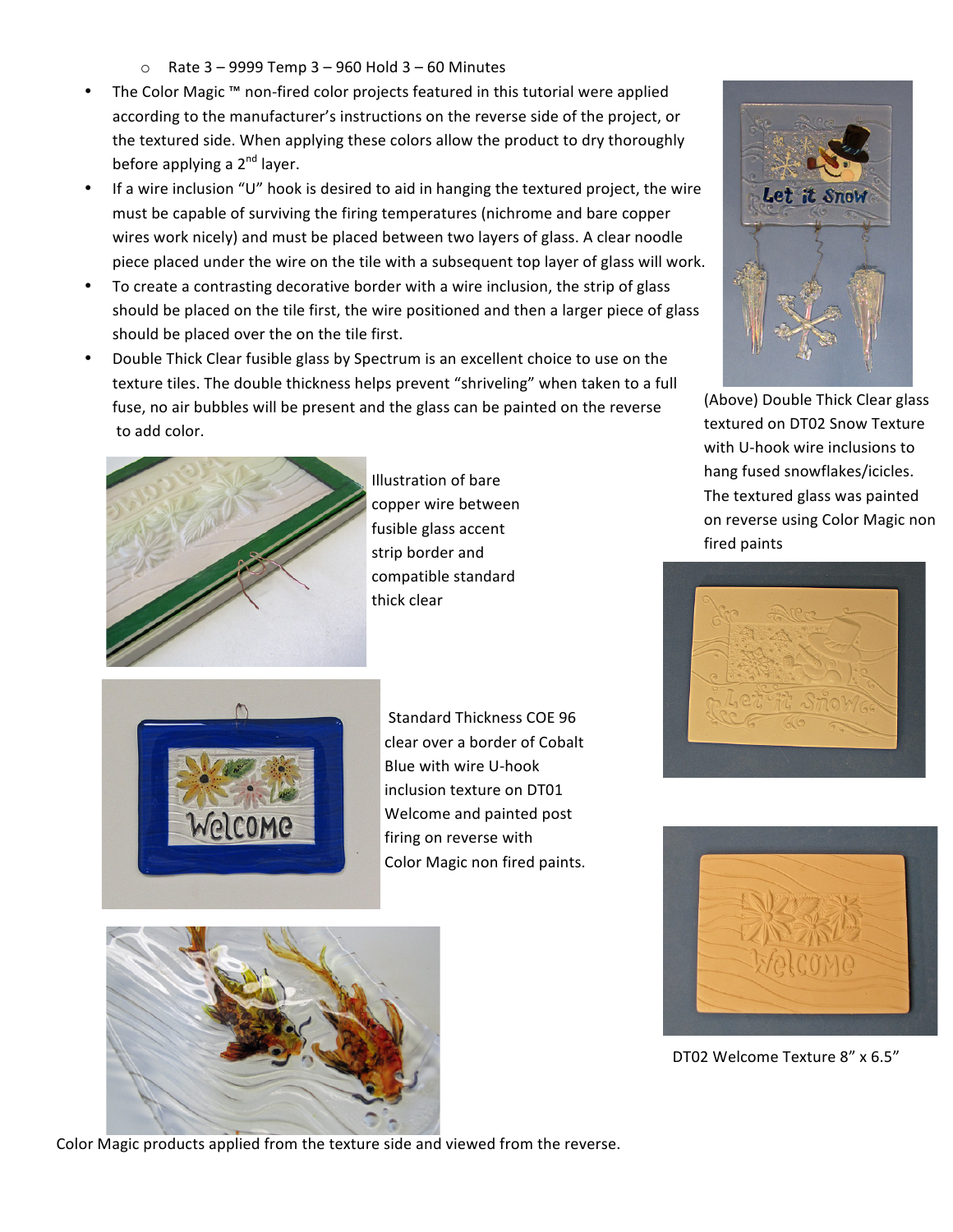- Rate 3 – 9999 Temp 3 – 960 Hold 3 – 60 Minutes

- The Color Magic ™ non-fired color projects featured in this tutorial were applied according to the manufacturer's instructions on the reverse side of the project, or the textured side. When applying these colors allow the product to dry thoroughly before applying a 2nd layer.
- If a wire inclusion "U" hook is desired to aid in hanging the textured project, the wire must be capable of surviving the firing temperatures (nichrome and bare copper wires work nicely) and must be placed between two layers of glass. A clear noodle piece placed under the wire on the tile with a subsequent top layer of glass will work.
- To create a contrasting decorative border with a wire inclusion, the strip of glass should be placed on the tile first, the wire positioned and then a larger piece of glass should be placed over the on the tile first.
- Double Thick Clear fusible glass by Spectrum is an excellent choice to use on the texture tiles. The double thickness helps prevent "shriveling" when taken to a full fuse, no air bubbles will be present and the glass can be painted on the reverse to add color.

(Above) Double Thick Clear glass textured on DT02 Snow Texture with U-hook wire inclusions to hang fused snowflakes/icicles. The textured glass was painted on reverse using Color Magic non fired paints

Illustration of bare copper wire between fusible glass accent strip border and compatible standard thick clear

Standard Thickness COE 96 clear over a border of Cobalt Blue with wire U-hook inclusion texture on DT01 Welcome and painted post firing on reverse with Color Magic non fired paints.

DT02 Welcome Texture 8" x 6.5"

Color Magic products applied from the texture side and viewed from the reverse.